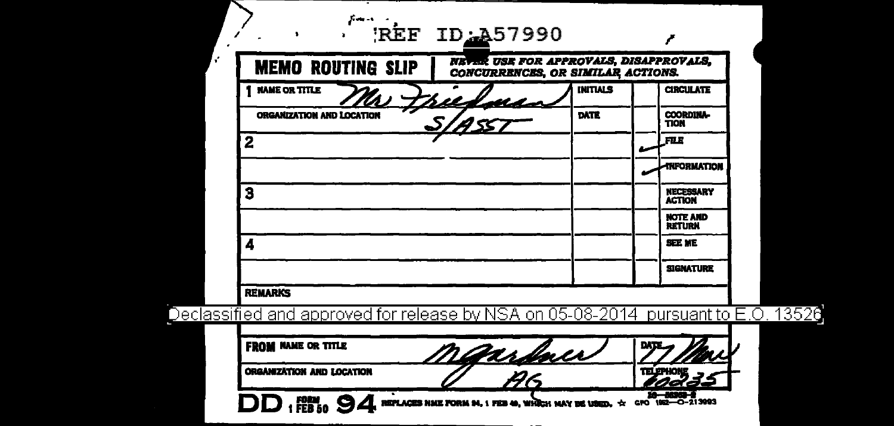REF ID:A57990

| MEMO ROUTING SLIP | NEVER USE FOR APPROVALS, DISAPPROVALS, CONCURRENCES, OR SIMILAR ACTIONS. | | | |
|---|---|---|---|---|
| 1 NAME OR TITLE | Mr Friedman | INITIALS | | CIRCULATE |
| ORGANIZATION AND LOCATION | S/ASST | DATE | | COORDINATION |
| 2 | | | ✓ | FILE |
| | | | ✓ | INFORMATION |
| 3 | | | | NECESSARY ACTION |
| | | | | NOTE AND RETURN |
| 4 | | | | SEE ME |
| | | | | SIGNATURE |

**REMARKS**

Declassified and approved for release by NSA on 05-08-2014 pursuant to E.O. 13526

| FROM NAME OR TITLE | M Gardner | DATE 7 Nov |
|---|---|---|
| ORGANIZATION AND LOCATION | AG | TELEPHONE 60235 |

DD FORM 1 FEB 50 94 REPLACES NME FORM 94, 1 FEB 49, WHICH MAY BE USED. ☆ GPO 1952—O-213993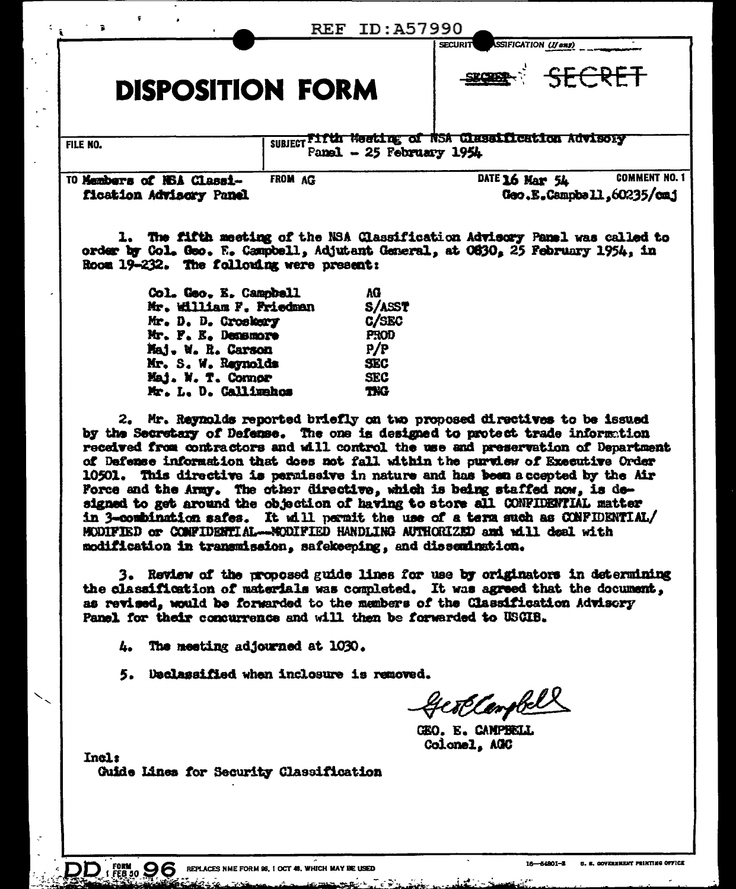REF ID:A57990

# DISPOSITION FORM

SECURITY CLASSIFICATION (If any)

~~SECRET~~ SECRET

| FILE NO. | SUBJECT Fifth Meeting of NSA Classification Advisory Panel - 25 February 1954 | |
|---|---|---|
| TO Members of NSA Classification Advisory Panel | FROM AG | DATE 16 Mar 54 COMMENT NO. 1 Geo.E.Campbell,60235/cmj |

1. The fifth meeting of the NSA Classification Advisory Panel was called to order by Col. Geo. E. Campbell, Adjutant General, at 0830, 25 February 1954, in Room 19-232. The following were present:

| | |
|---|---|
| Col. Geo. E. Campbell | AG |
| Mr. William F. Friedman | S/ASST |
| Mr. D. D. Croskery | C/SEC |
| Mr. F. E. Densmore | PROD |
| Maj. W. R. Carson | P/P |
| Mr. S. W. Reynolds | SEC |
| Maj. W. T. Connor | SEC |
| Mr. L. D. Callimahos | TNG |

2. Mr. Reynolds reported briefly on two proposed directives to be issued by the Secretary of Defense. The one is designed to protect trade information received from contractors and will control the use and preservation of Department of Defense information that does not fall within the purview of Executive Order 10501. This directive is permissive in nature and has been accepted by the Air Force and the Army. The other directive, which is being staffed now, is designed to get around the objection of having to store all CONFIDENTIAL matter in 3-combination safes. It will permit the use of a term such as CONFIDENTIAL/ MODIFIED or CONFIDENTIAL--MODIFIED HANDLING AUTHORIZED and will deal with modification in transmission, safekeeping, and dissemination.

3. Review of the proposed guide lines for use by originators in determining the classification of materials was completed. It was agreed that the document, as revised, would be forwarded to the members of the Classification Advisory Panel for their concurrence and will then be forwarded to USCIB.

4. The meeting adjourned at 1030.

5. Declassified when inclosure is removed.

Geo E Campbell

GEO. E. CAMPBELL
Colonel, AGC

Incl:
Guide Lines for Security Classification

DD FORM 1 FEB 50 96 REPLACES NME FORM 96, 1 OCT 48, WHICH MAY BE USED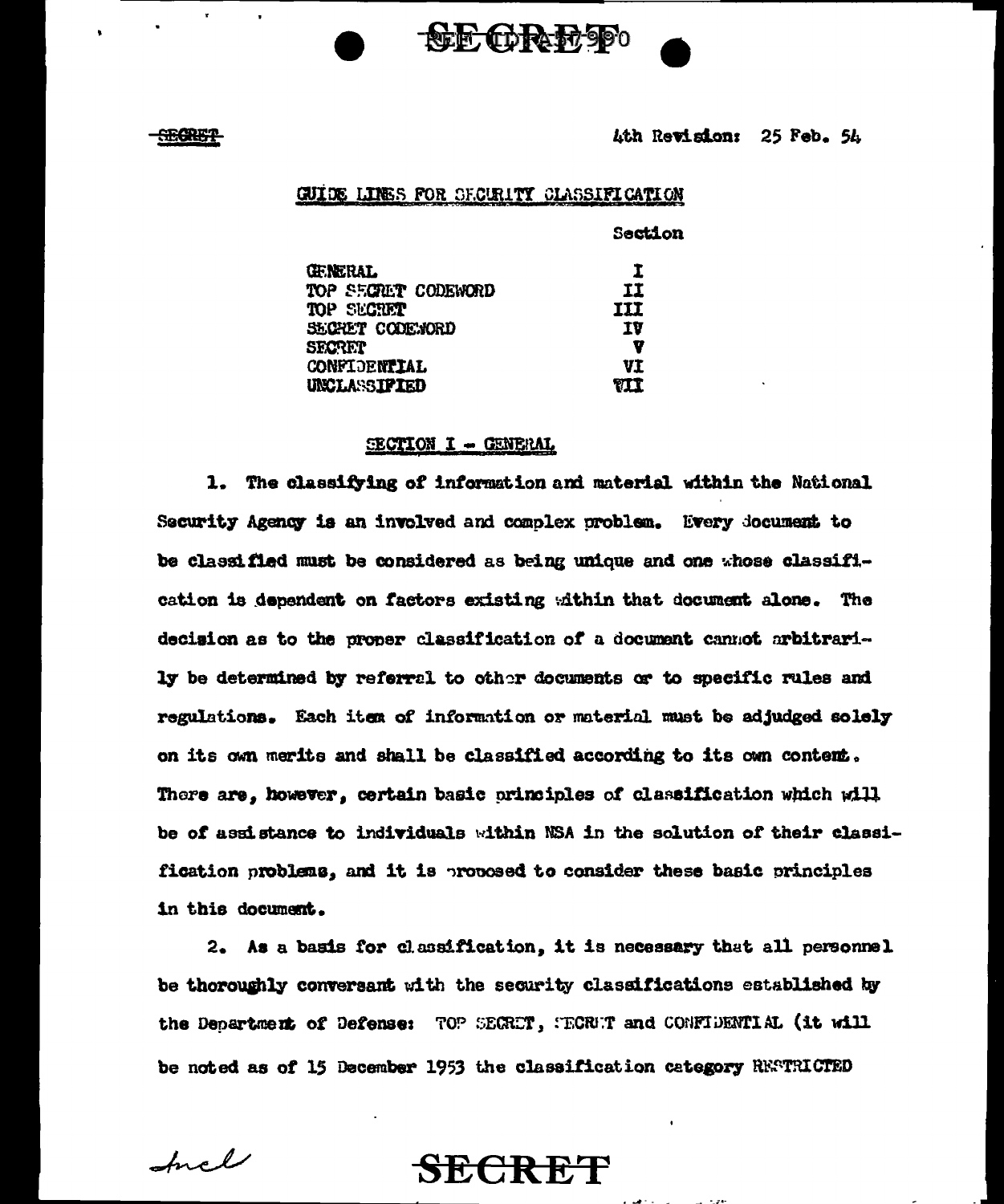SECRET

4th Revision: 25 Feb. 54

## GUIDE LINES FOR SECURITY CLASSIFICATION

| | Section |
|---|---|
| GENERAL | I |
| TOP SECRET CODEWORD | II |
| TOP SECRET | III |
| SECRET CODEWORD | IV |
| SECRET | V |
| CONFIDENTIAL | VI |
| UNCLASSIFIED | VII |

### SECTION I - GENERAL

1. The classifying of information and material within the National Security Agency is an involved and complex problem. Every document to be classified must be considered as being unique and one whose classification is dependent on factors existing within that document alone. The decision as to the proper classification of a document cannot arbitrarily be determined by referral to other documents or to specific rules and regulations. Each item of information or material must be adjudged solely on its own merits and shall be classified according to its own content. There are, however, certain basic principles of classification which will be of assistance to individuals within NSA in the solution of their classification problems, and it is proposed to consider these basic principles in this document.

2. As a basis for classification, it is necessary that all personnel be thoroughly conversant with the security classifications established by the Department of Defense: TOP SECRET, SECRET and CONFIDENTIAL (it will be noted as of 15 December 1953 the classification category RESTRICTED

Incl

SECRET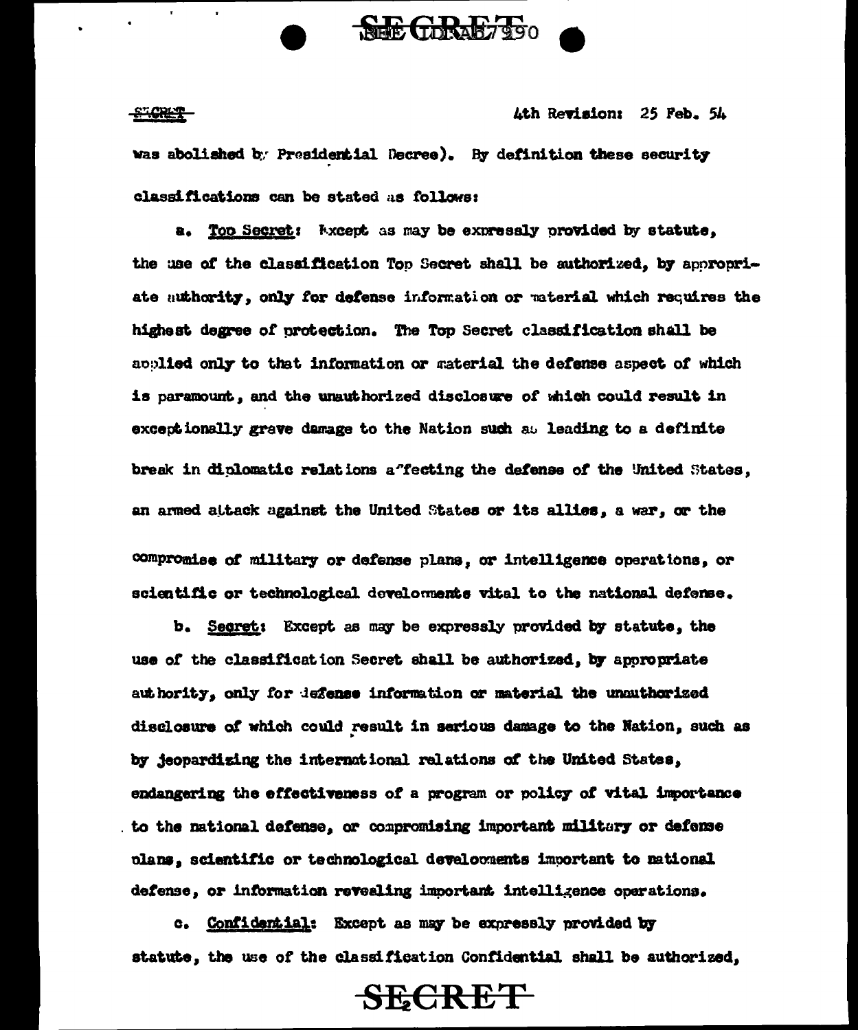was abolished by Presidential Decree). By definition these security classifications can be stated as follows:

a. Top Secret: Except as may be expressly provided by statute, the use of the classification Top Secret shall be authorized, by appropriate authority, only for defense information or material which requires the highest degree of protection. The Top Secret classification shall be applied only to that information or material the defense aspect of which is paramount, and the unauthorized disclosure of which could result in exceptionally grave damage to the Nation such as leading to a definite break in diplomatic relations affecting the defense of the United States, an armed attack against the United States or its allies, a war, or the compromise of military or defense plans, or intelligence operations, or scientific or technological developments vital to the national defense.

b. Secret: Except as may be expressly provided by statute, the use of the classification Secret shall be authorized, by appropriate authority, only for defense information or material the unauthorized disclosure of which could result in serious damage to the Nation, such as by jeopardizing the international relations of the United States, endangering the effectiveness of a program or policy of vital importance to the national defense, or compromising important military or defense plans, scientific or technological developments important to national defense, or information revealing important intelligence operations.

c. Confidential: Except as may be expressly provided by statute, the use of the classification Confidential shall be authorized,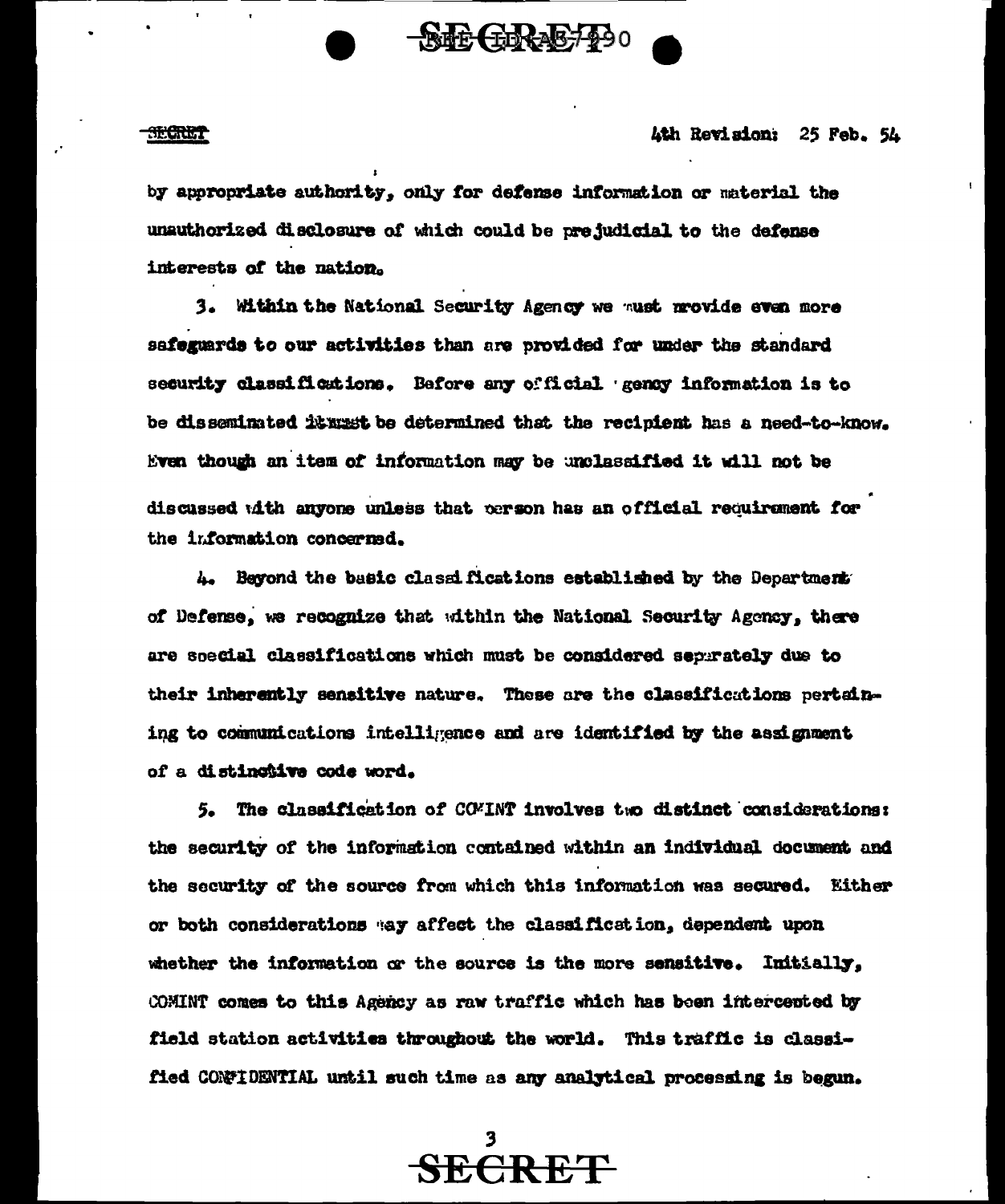by appropriate authority, only for defense information or material the unauthorized disclosure of which could be prejudicial to the defense interests of the nation.

3. Within the National Security Agency we must provide even more safeguards to our activities than are provided for under the standard security classifications. Before any official agency information is to be disseminated it must be determined that the recipient has a need-to-know. Even though an item of information may be unclassified it will not be discussed with anyone unless that person has an official requirement for the information concerned.

4. Beyond the basic classifications established by the Department of Defense, we recognize that within the National Security Agency, there are special classifications which must be considered separately due to their inherently sensitive nature. These are the classifications pertaining to communications intelligence and are identified by the assignment of a distinctive code word.

5. The classification of COMINT involves two distinct considerations: the security of the information contained within an individual document and the security of the source from which this information was secured. Either or both considerations may affect the classification, dependent upon whether the information or the source is the more sensitive. Initially, COMINT comes to this Agency as raw traffic which has been intercepted by field station activities throughout the world. This traffic is classified CONFIDENTIAL until such time as any analytical processing is begun.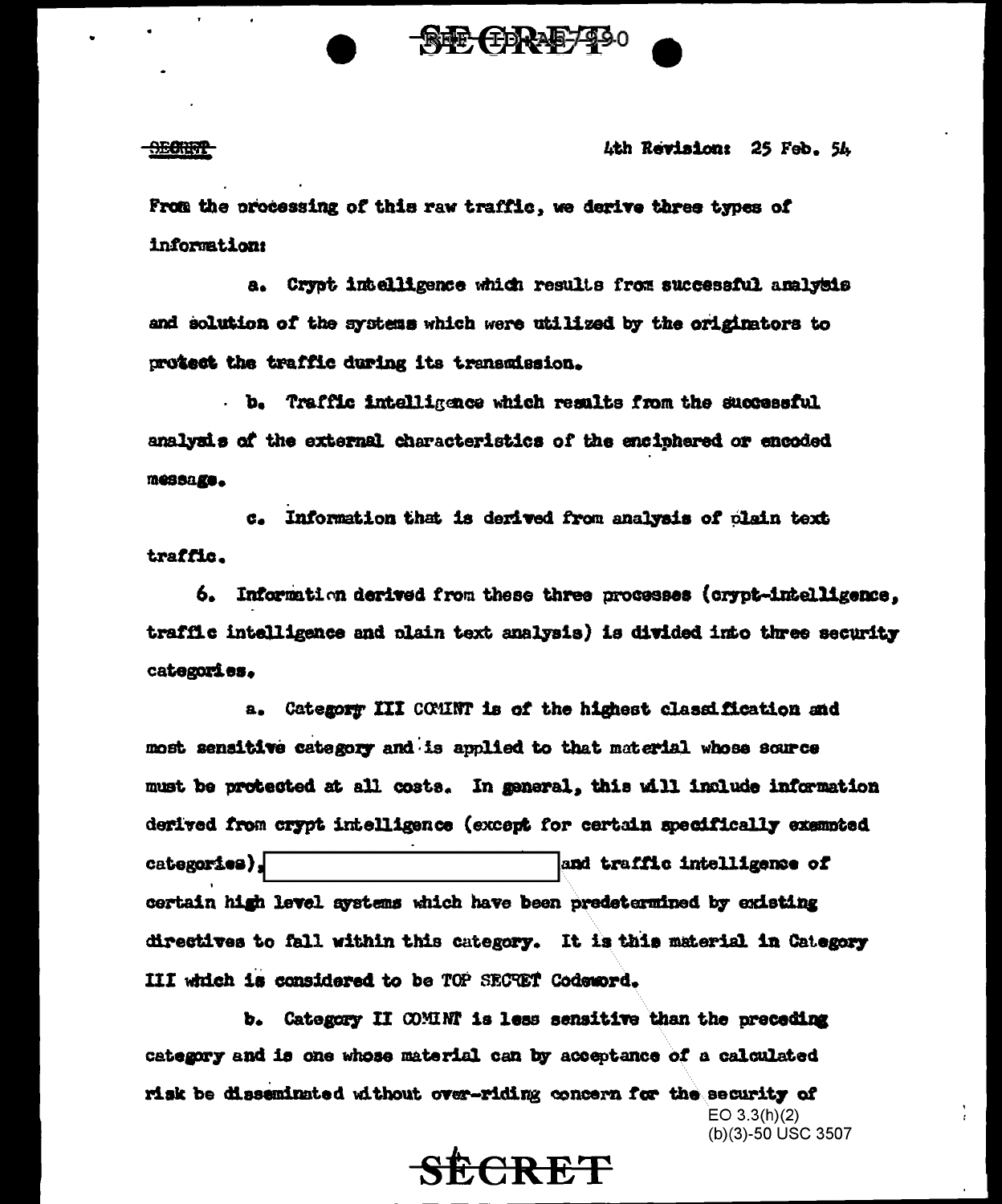From the processing of this raw traffic, we derive three types of information:

a. Crypt intelligence which results from successful analysis and solution of the systems which were utilized by the originators to protect the traffic during its transmission.

b. Traffic intelligence which results from the successful analysis of the external characteristics of the enciphered or encoded message.

c. Information that is derived from analysis of plain text traffic.

6. Information derived from these three processes (crypt-intelligence, traffic intelligence and plain text analysis) is divided into three security categories.

a. Category III COMINT is of the highest classification and most sensitive category and is applied to that material whose source must be protected at all costs. In general, this will include information derived from crypt intelligence (except for certain specifically exempted categories), [REDACTED] and traffic intelligence of certain high level systems which have been predetermined by existing directives to fall within this category. It is this material in Category III which is considered to be TOP SECRET Codeword.

b. Category II COMINT is less sensitive than the preceding category and is one whose material can by acceptance of a calculated risk be disseminated without over-riding concern for the security of

EO 3.3(h)(2)
(b)(3)-50 USC 3507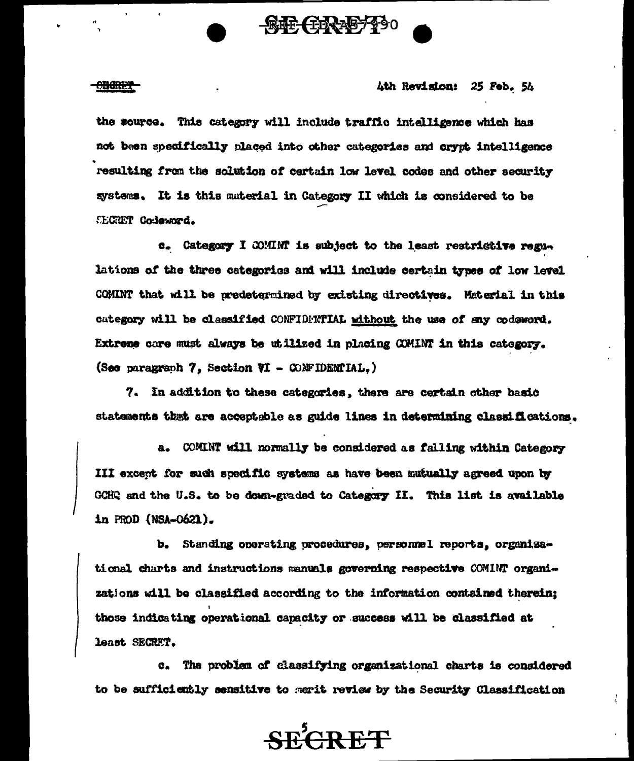the source. This category will include traffic intelligence which has not been specifically placed into other categories and crypt intelligence resulting from the solution of certain low level codes and other security systems. It is this material in Category II which is considered to be SECRET Codeword.

c. Category I COMINT is subject to the least restrictive regulations of the three categories and will include certain types of low level COMINT that will be predetermined by existing directives. Material in this category will be classified CONFIDENTIAL without the use of any codeword. Extreme care must always be utilized in placing COMINT in this category. (See paragraph 7, Section VI - CONFIDENTIAL.)

7. In addition to these categories, there are certain other basic statements that are acceptable as guide lines in determining classifications.

a. COMINT will normally be considered as falling within Category III except for such specific systems as have been mutually agreed upon by GCHQ and the U.S. to be down-graded to Category II. This list is available in PROD (NSA-0621).

b. Standing operating procedures, personnel reports, organizational charts and instructions manuals governing respective COMINT organizations will be classified according to the information contained therein; those indicating operational capacity or success will be classified at least SECRET.

c. The problem of classifying organizational charts is considered to be sufficiently sensitive to merit review by the Security Classification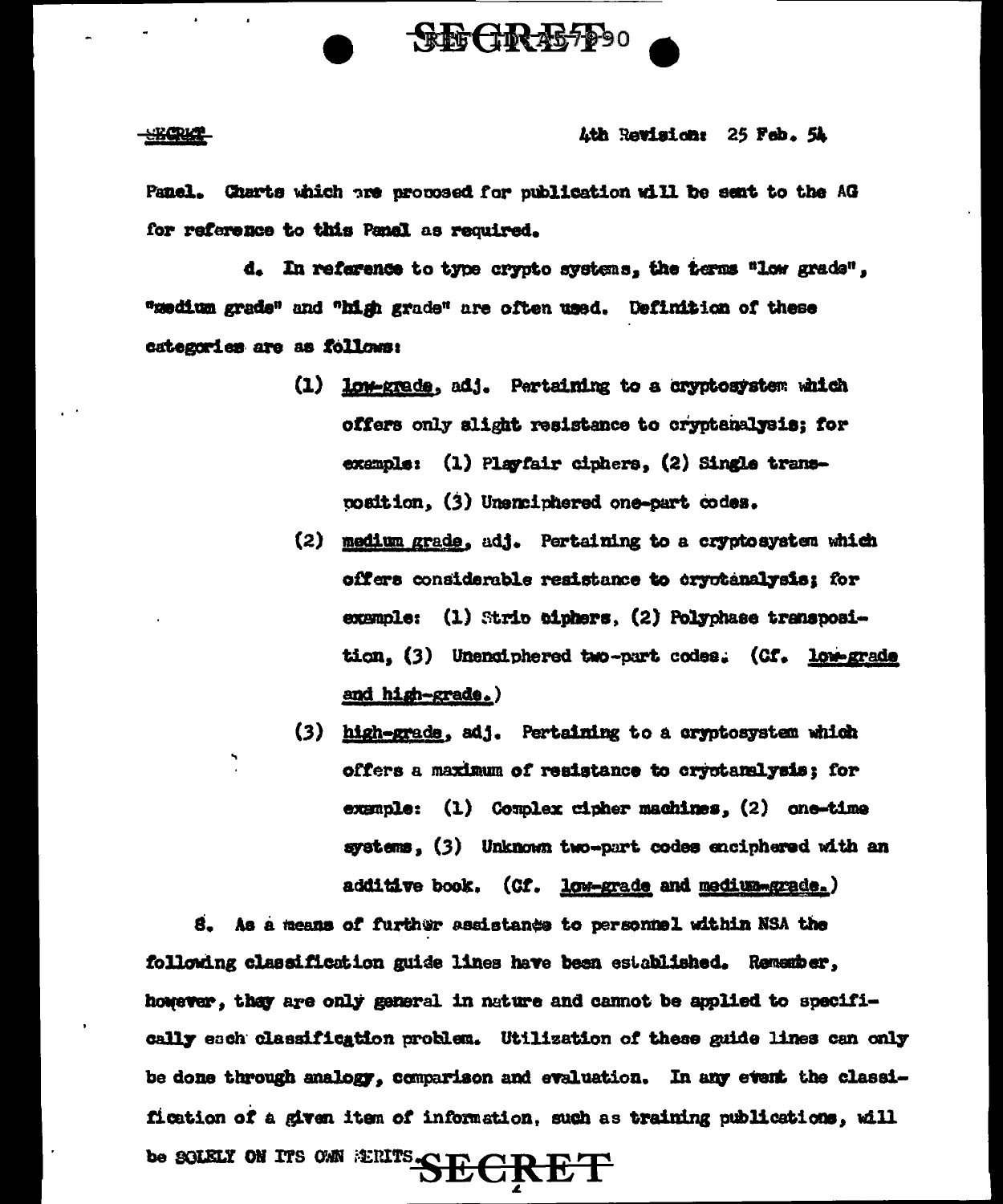Panel. Charts which are proposed for publication will be sent to the AG for reference to this Panel as required.

d. In reference to type crypto systems, the terms "low grade", "medium grade" and "high grade" are often used. Definition of these categories are as follows:

(1) low-grade, adj. Pertaining to a cryptosystem which offers only slight resistance to cryptanalysis; for example: (1) Playfair ciphers, (2) Single transposition, (3) Unenciphered one-part codes.

(2) medium grade, adj. Pertaining to a cryptosystem which offers considerable resistance to cryptanalysis; for example: (1) Strip ciphers, (2) Polyphase transposition, (3) Unenciphered two-part codes. (Cf. low-grade and high-grade.)

(3) high-grade, adj. Pertaining to a cryptosystem which offers a maximum of resistance to cryptanalysis; for example: (1) Complex cipher machines, (2) one-time systems, (3) Unknown two-part codes enciphered with an additive book. (Cf. low-grade and medium-grade.)

8. As a means of further assistance to personnel within NSA the following classification guide lines have been established. Remember, however, they are only general in nature and cannot be applied to specifically each classification problem. Utilization of these guide lines can only be done through analogy, comparison and evaluation. In any event the classification of a given item of information, such as training publications, will be SOLELY ON ITS OWN MERITS.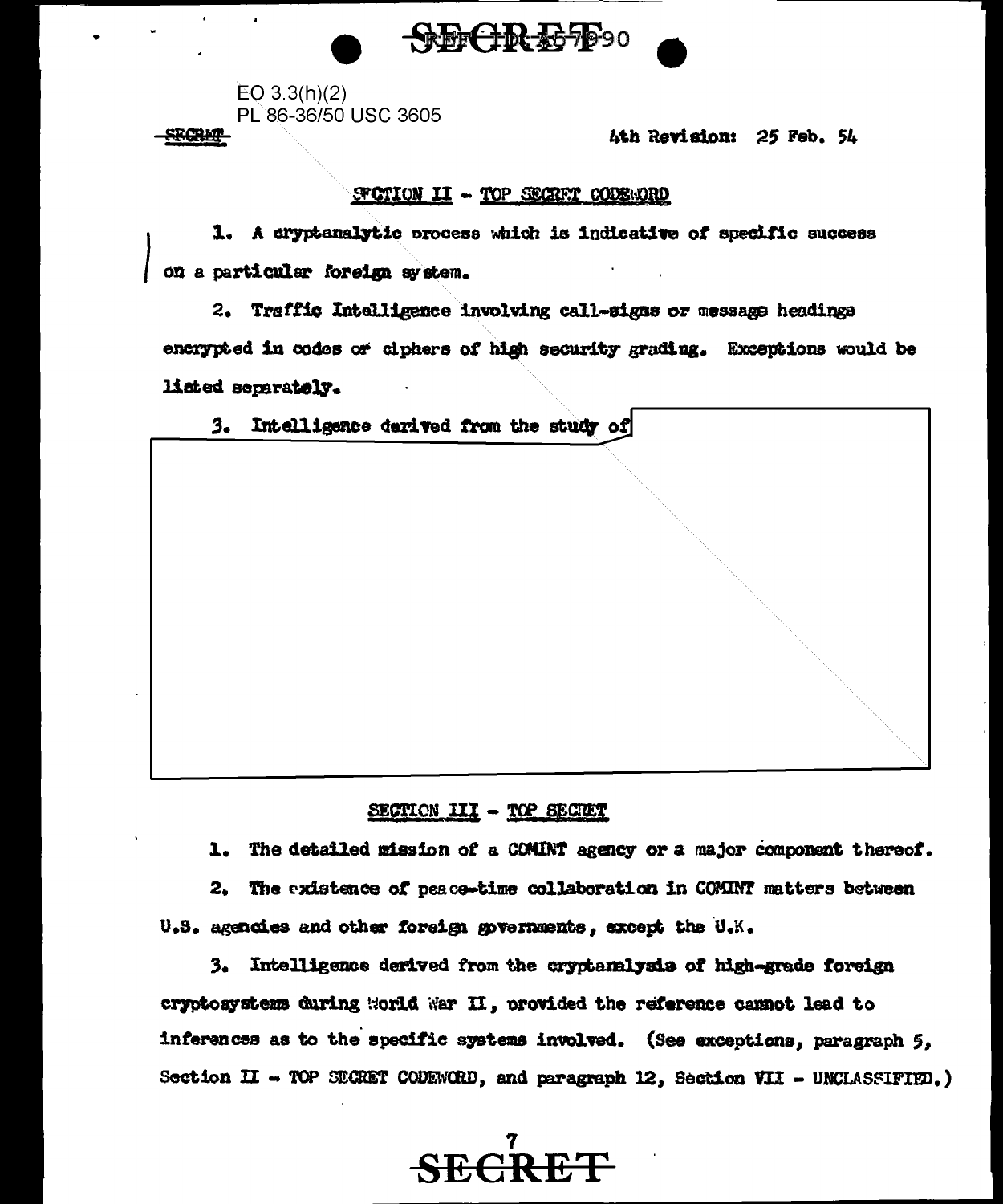EO 3.3(h)(2)
PL 86-36/50 USC 3605

~~SECRET~~

4th Revision: 25 Feb. 54

## SECTION II - TOP SECRET CODEWORD

1. A cryptanalytic process which is indicative of specific success on a particular foreign system.

2. Traffic Intelligence involving call-signs or message headings encrypted in codes or ciphers of high security grading. Exceptions would be listed separately.

3. Intelligence derived from the study of

## SECTION III - TOP SECRET

1. The detailed mission of a COMINT agency or a major component thereof.

2. The existence of peace-time collaboration in COMINT matters between U.S. agencies and other foreign governments, except the U.K.

3. Intelligence derived from the cryptanalysis of high-grade foreign cryptosystems during World War II, provided the reference cannot lead to inferences as to the specific systems involved. (See exceptions, paragraph 5, Section II - TOP SECRET CODEWORD, and paragraph 12, Section VII - UNCLASSIFIED.)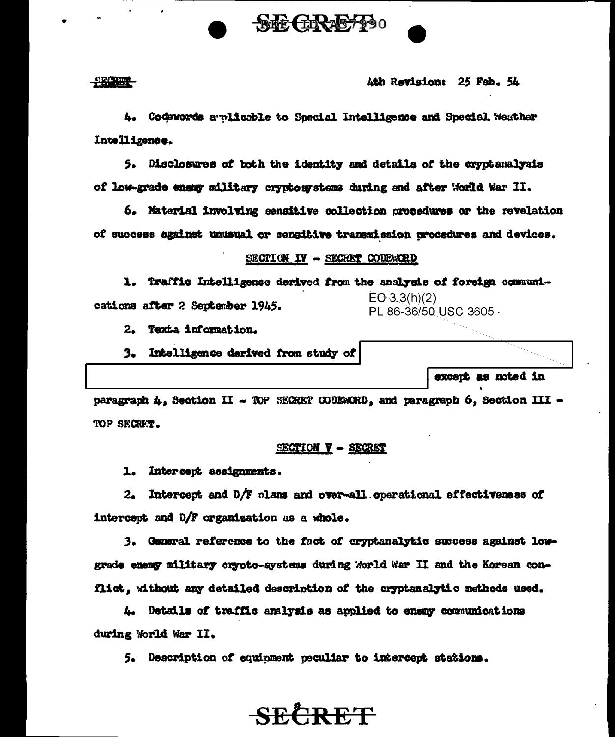4th Revision: 25 Feb. 54

4. Codewords applicable to Special Intelligence and Special Weather Intelligence.

5. Disclosures of both the identity and details of the cryptanalysis of low-grade enemy military cryptosystems during and after World War II.

6. Material involving sensitive collection procedures or the revelation of success against unusual or sensitive transmission procedures and devices.

## SECTION IV - SECRET CODEWORD

1. Traffic Intelligence derived from the analysis of foreign communications after 2 September 1945.

EO 3.3(h)(2)
PL 86-36/50 USC 3605

2. Texta information.

3. Intelligence derived from study of [REDACTED] except as noted in paragraph 4, Section II - TOP SECRET CODEWORD, and paragraph 6, Section III - TOP SECRET.

## SECTION V - SECRET

1. Intercept assignments.

2. Intercept and D/F plans and over-all operational effectiveness of intercept and D/F organization as a whole.

3. General reference to the fact of cryptanalytic success against low-grade enemy military crypto-systems during World War II and the Korean conflict, without any detailed description of the cryptanalytic methods used.

4. Details of traffic analysis as applied to enemy communications during World War II.

5. Description of equipment peculiar to intercept stations.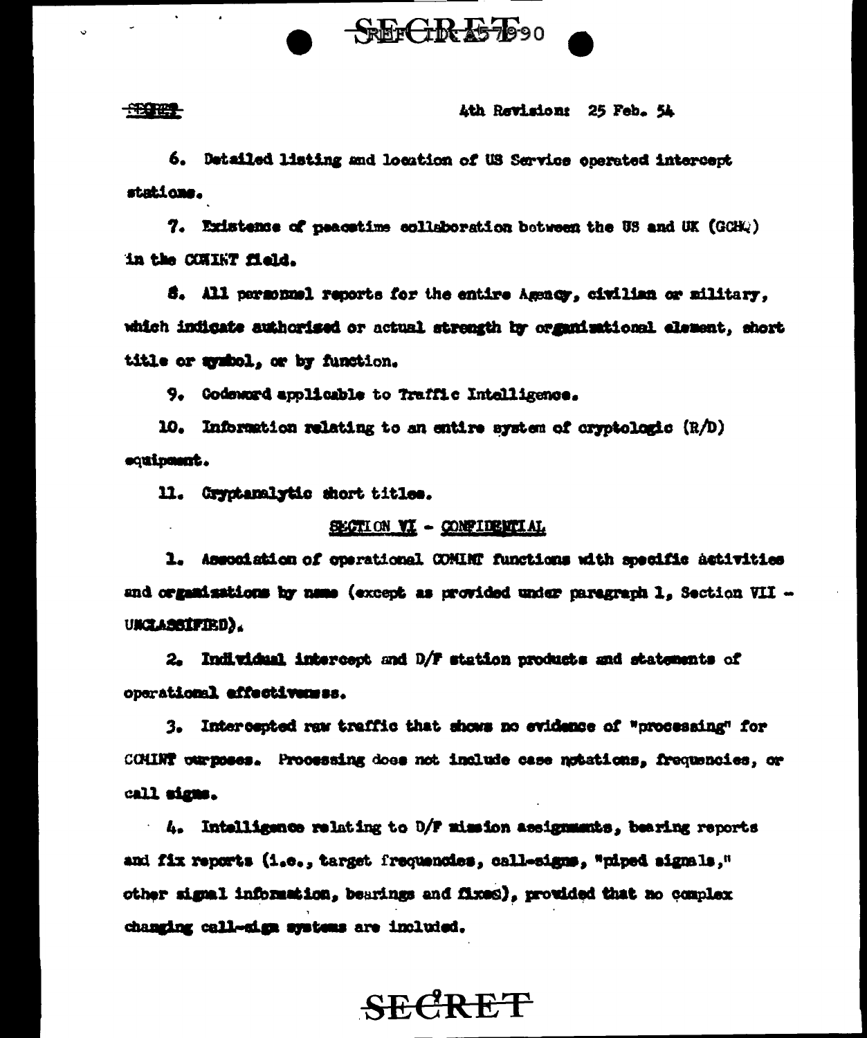4th Revision: 25 Feb. 54

6. Detailed listing and location of US Service operated intercept stations.

7. Existence of peacetime collaboration between the US and UK (GCHQ) in the COMINT field.

8. All personnel reports for the entire Agency, civilian or military, which indicate authorized or actual strength by organizational element, short title or symbol, or by function.

9. Codeword applicable to Traffic Intelligence.

10. Information relating to an entire system of cryptologic (R/D) equipment.

11. Cryptanalytic short titles.

SECTION VI - CONFIDENTIAL

1. Association of operational COMINT functions with specific activities and organizations by name (except as provided under paragraph 1, Section VII - UNCLASSIFIED).

2. Individual intercept and D/F station products and statements of operational effectiveness.

3. Intercepted raw traffic that shows no evidence of "processing" for COMINT purposes. Processing does not include case notations, frequencies, or call signs.

4. Intelligence relating to D/F mission assignments, bearing reports and fix reports (i.e., target frequencies, call-signs, "piped signals," other signal information, bearings and fixes), provided that no complex changing call-sign systems are included.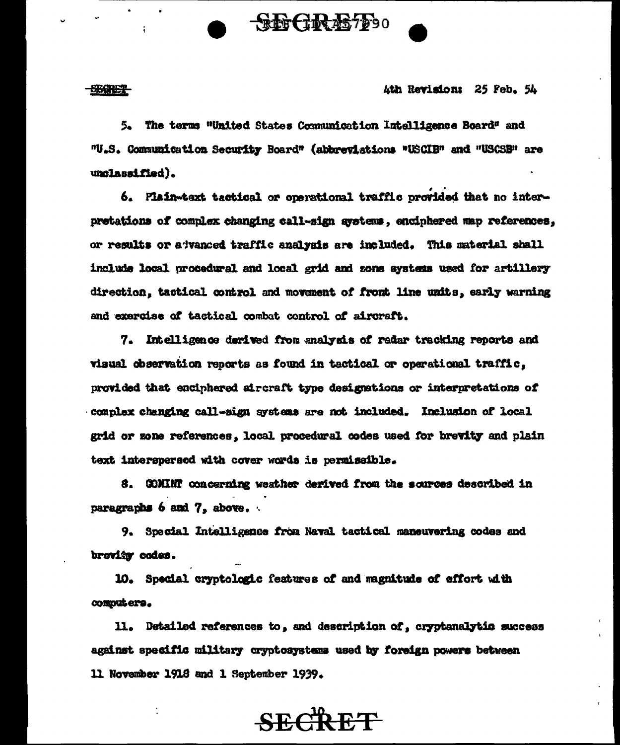SECRET

4th Revision: 25 Feb. 54

5. The terms "United States Communication Intelligence Board" and "U.S. Communication Security Board" (abbreviations "USCIB" and "USCSB" are unclassified).

6. Plain-text tactical or operational traffic provided that no interpretations of complex changing call-sign systems, enciphered map references, or results or advanced traffic analysis are included. This material shall include local procedural and local grid and zone systems used for artillery direction, tactical control and movement of front line units, early warning and exercise of tactical combat control of aircraft.

7. Intelligence derived from analysis of radar tracking reports and visual observation reports as found in tactical or operational traffic, provided that enciphered aircraft type designations or interpretations of complex changing call-sign systems are not included. Inclusion of local grid or zone references, local procedural codes used for brevity and plain text interspersed with cover words is permissible.

8. COMINT concerning weather derived from the sources described in paragraphs 6 and 7, above.

9. Special Intelligence from Naval tactical maneuvering codes and brevity codes.

10. Special cryptologic features of and magnitude of effort with computers.

11. Detailed references to, and description of, cryptanalytic success against specific military cryptosystems used by foreign powers between 11 November 1918 and 1 September 1939.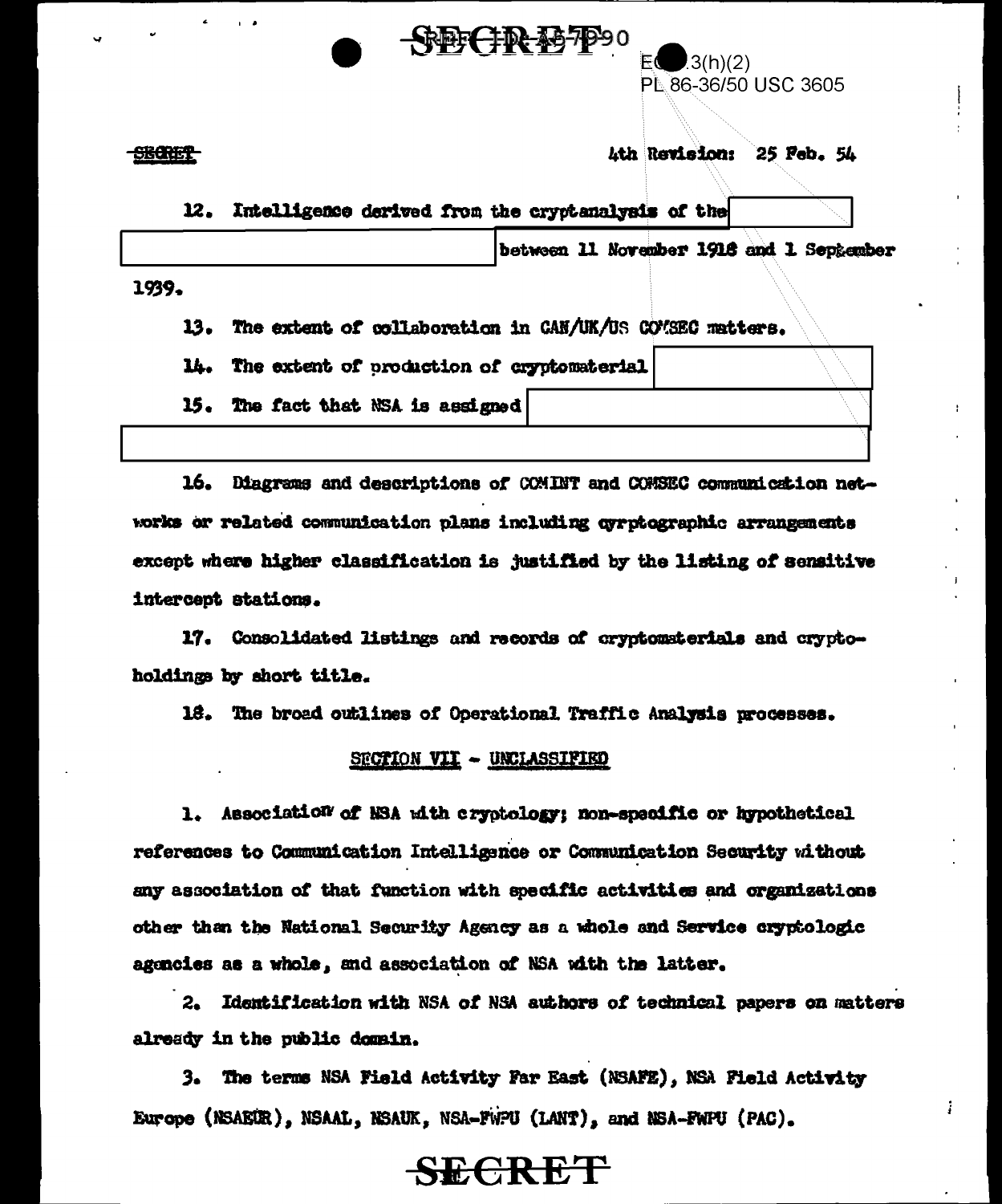SECRET

4th Revision: 25 Feb. 54

12. Intelligence derived from the cryptanalysis of the [redacted] between 11 November 1918 and 1 September 1939.

13. The extent of collaboration in CAN/UK/US COMSEC matters.

14. The extent of production of cryptomaterial [redacted]

15. The fact that NSA is assigned [redacted]

16. Diagrams and descriptions of COMINT and COMSEC communication networks or related communication plans including cyrptographic arrangements except where higher classification is justified by the listing of sensitive intercept stations.

17. Consolidated listings and records of cryptomaterials and cryptoholdings by short title.

18. The broad outlines of Operational Traffic Analysis processes.

## SECTION VII - UNCLASSIFIED

1. Association of NSA with cryptology; non-specific or hypothetical references to Communication Intelligence or Communication Security without any association of that function with specific activities and organizations other than the National Security Agency as a whole and Service cryptologic agencies as a whole, and association of NSA with the latter.

2. Identification with NSA of NSA authors of technical papers on matters already in the public domain.

3. The terms NSA Field Activity Far East (NSAFE), NSA Field Activity Europe (NSAEUR), NSAAL, NSAUK, NSA-FWPU (LANT), and NSA-FWPU (PAC).

SECRET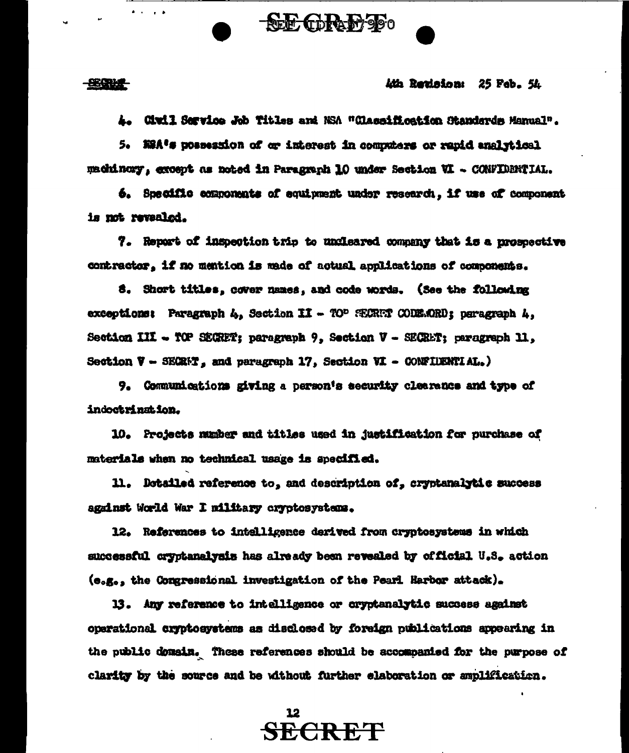4th Revision: 25 Feb. 54

4. Civil Service Job Titles and NSA "Classification Standards Manual".

5. NSA's possession of or interest in computers or rapid analytical machinery, except as noted in Paragraph 10 under Section VI - CONFIDENTIAL.

6. Specific components of equipment under research, if use of component is not revealed.

7. Report of inspection trip to uncleared company that is a prospective contractor, if no mention is made of actual applications of components.

8. Short titles, cover names, and code words. (See the following exceptions: Paragraph 4, Section II - TOP SECRET CODEWORD; paragraph 4, Section III - TOP SECRET; paragraph 9, Section V - SECRET; paragraph 11, Section V - SECRET, and paragraph 17, Section VI - CONFIDENTIAL.)

9. Communications giving a person's security clearance and type of indoctrination.

10. Projects number and titles used in justification for purchase of materials when no technical usage is specified.

11. Detailed reference to, and description of, cryptanalytic success against World War I military cryptosystems.

12. References to intelligence derived from cryptosystems in which successful cryptanalysis has already been revealed by official U.S. action (e.g., the Congressional investigation of the Pearl Harbor attack).

13. Any reference to intelligence or cryptanalytic success against operational cryptosystems as disclosed by foreign publications appearing in the public domain. These references should be accompanied for the purpose of clarity by the source and be without further elaboration or amplification.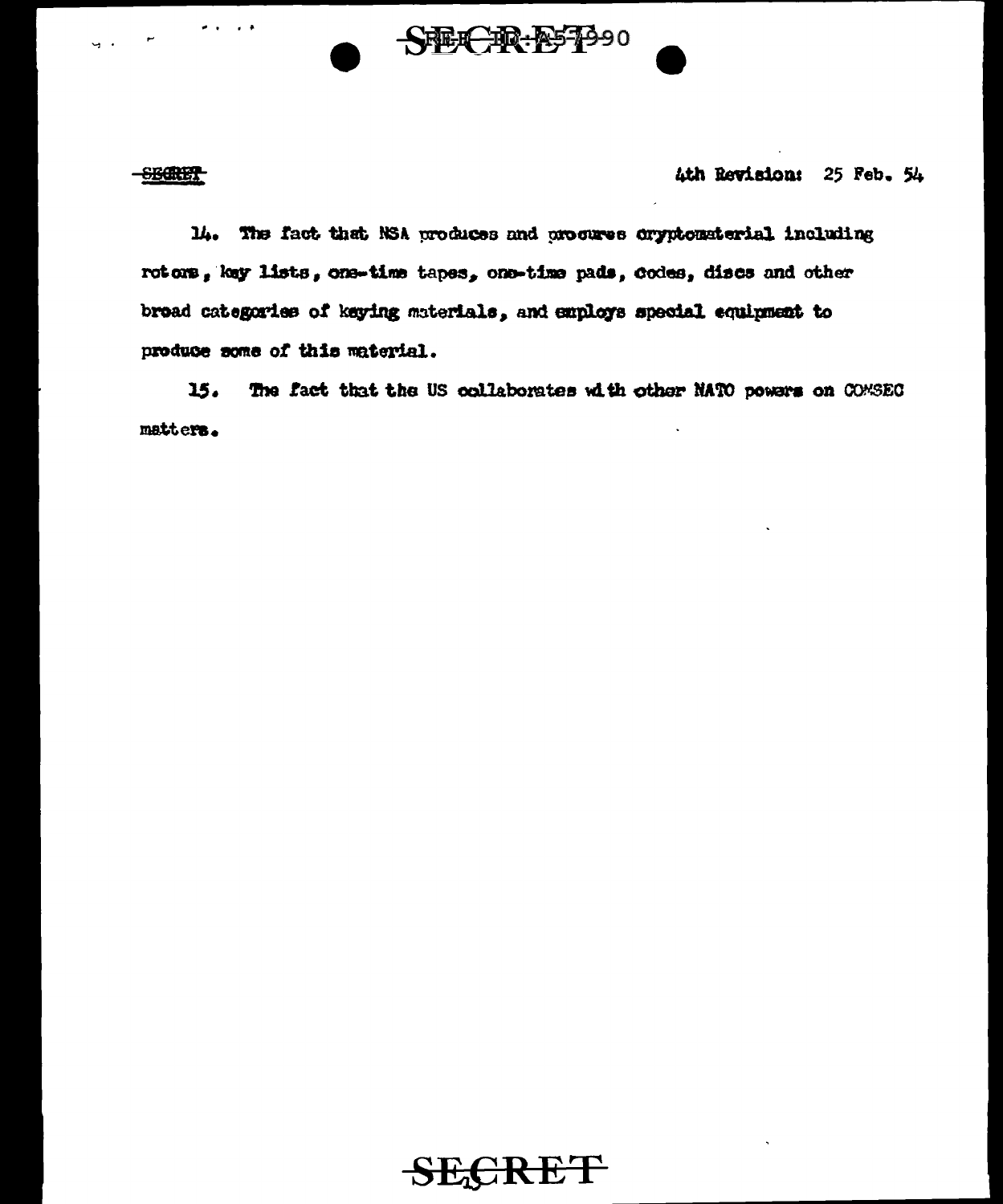SECRET

4th Revision: 25 Feb. 54

14. The fact that NSA produces and procures cryptomaterial including rotors, key lists, one-time tapes, one-time pads, codes, discs and other broad categories of keying materials, and employs special equipment to produce some of this material.

15. The fact that the US collaborates with other NATO powers on COMSEC matters.